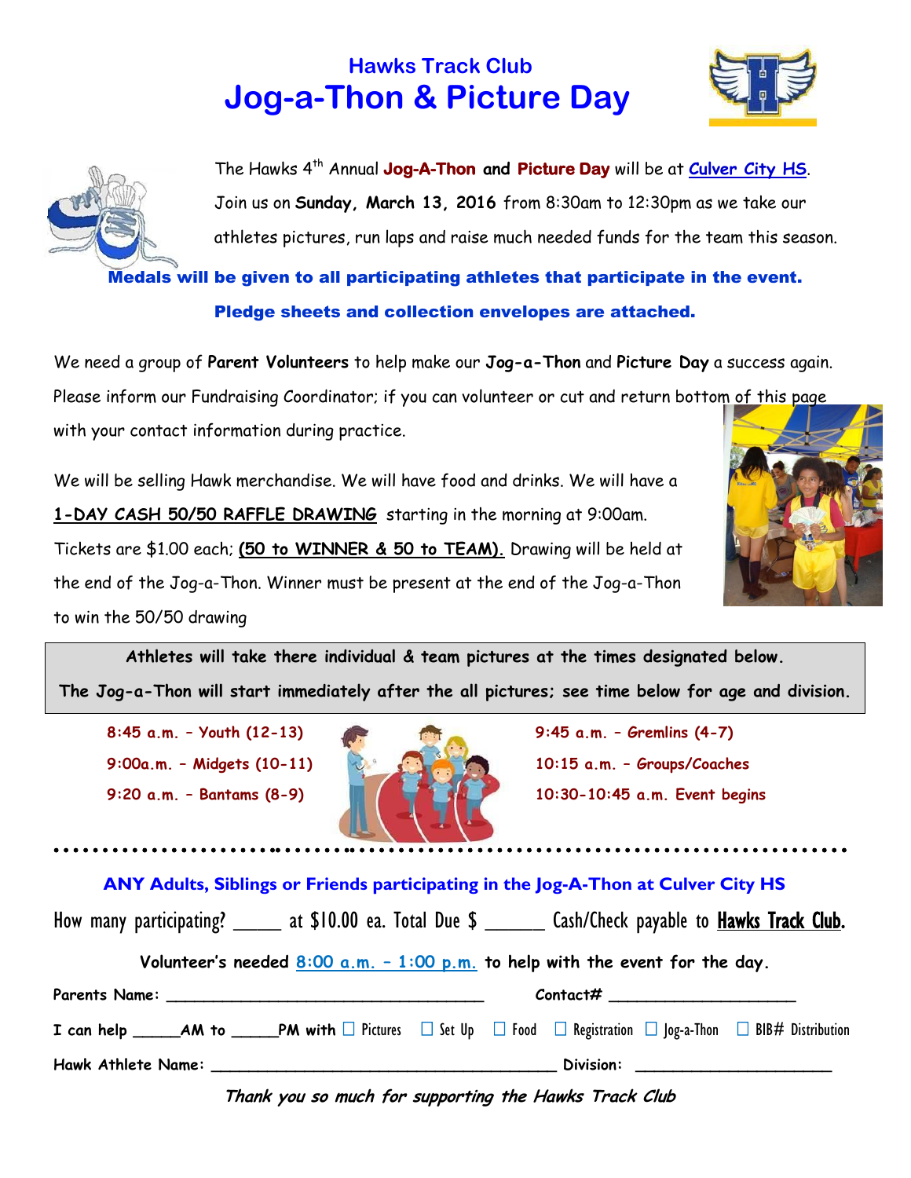# Hawks Track Club
# Jog-a-Thon & Picture Day

The Hawks 4th Annual **Jog-A-Thon and Picture Day** will be at **Culver City HS**. Join us on **Sunday, March 13, 2016** from 8:30am to 12:30pm as we take our athletes pictures, run laps and raise much needed funds for the team this season.

**Medals will be given to all participating athletes that participate in the event.**

**Pledge sheets and collection envelopes are attached.**

We need a group of **Parent Volunteers** to help make our **Jog-a-Thon** and **Picture Day** a success again. Please inform our Fundraising Coordinator; if you can volunteer or cut and return bottom of this page with your contact information during practice.

We will be selling Hawk merchandise. We will have food and drinks. We will have a **1-DAY CASH 50/50 RAFFLE DRAWING** starting in the morning at 9:00am. Tickets are $1.00 each; **(50 to WINNER & 50 to TEAM).** Drawing will be held at the end of the Jog-a-Thon. Winner must be present at the end of the Jog-a-Thon to win the 50/50 drawing

**Athletes will take there individual & team pictures at the times designated below.**
**The Jog-a-Thon will start immediately after the all pictures; see time below for age and division.**

- **8:45 a.m. – Youth (12-13)**
- **9:00a.m. – Midgets (10-11)**
- **9:20 a.m. – Bantams (8-9)**
- **9:45 a.m. – Gremlins (4-7)**
- **10:15 a.m. – Groups/Coaches**
- **10:30-10:45 a.m. Event begins**

---

**ANY Adults, Siblings or Friends participating in the Jog-A-Thon at Culver City HS**

How many participating? _____ at $10.00 ea. Total Due $ ______ Cash/Check payable to **Hawks Track Club.**

**Volunteer's needed 8:00 a.m. – 1:00 p.m. to help with the event for the day.**

**Parents Name:** ___________________________________ **Contact#** ____________________

**I can help** _____**AM to** _____**PM with** ☐ Pictures ☐ Set Up ☐ Food ☐ Registration ☐ Jog-a-Thon ☐ BIB# Distribution

**Hawk Athlete Name:** ______________________________________ **Division:** _____________________

***Thank you so much for supporting the Hawks Track Club***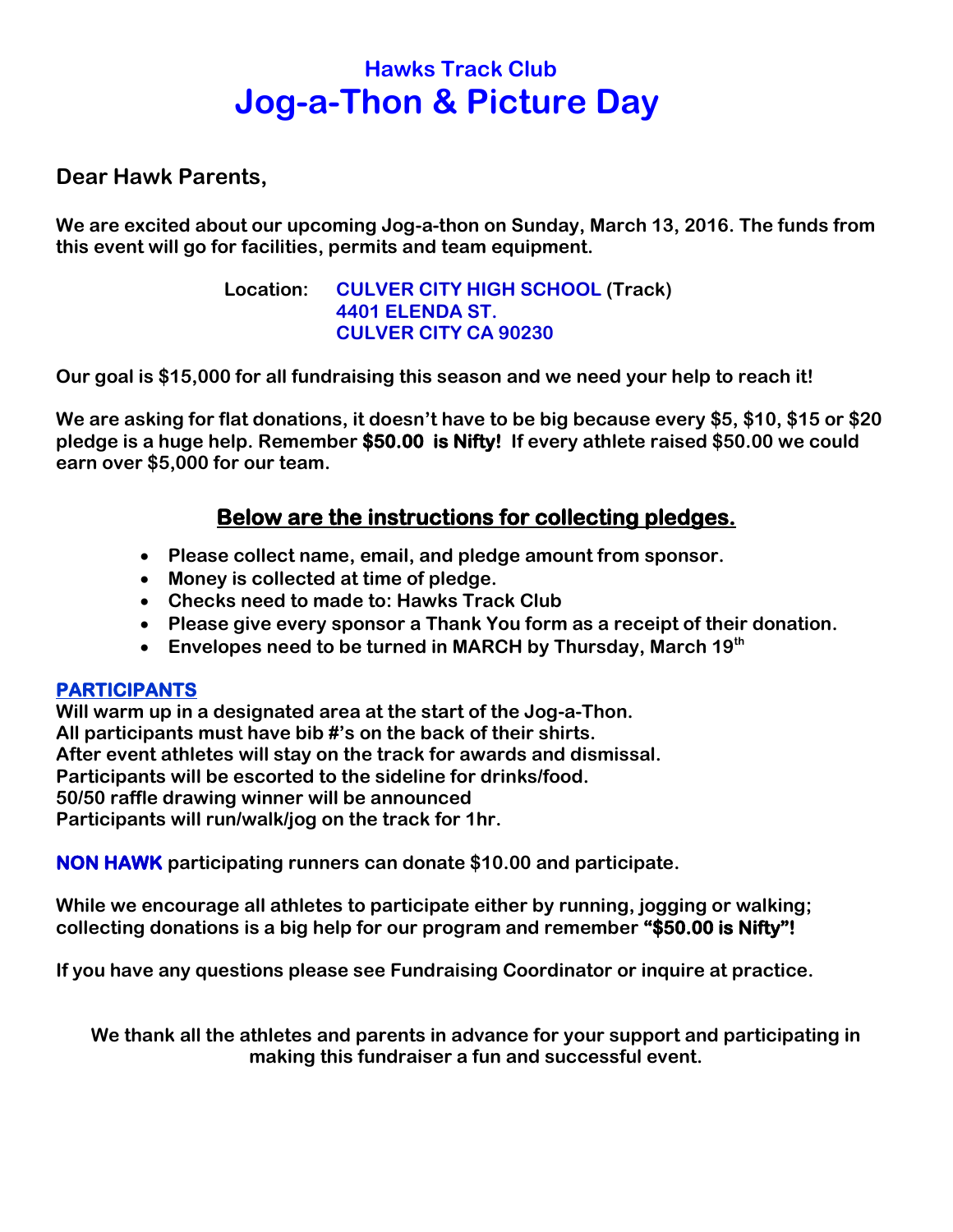## Hawks Track Club

# Jog-a-Thon & Picture Day

**Dear Hawk Parents,**

**We are excited about our upcoming Jog-a-thon on Sunday, March 13, 2016. The funds from this event will go for facilities, permits and team equipment.**

**Location: CULVER CITY HIGH SCHOOL (Track)**
**4401 ELENDA ST.**
**CULVER CITY CA 90230**

**Our goal is $15,000 for all fundraising this season and we need your help to reach it!**

**We are asking for flat donations, it doesn't have to be big because every $5, $10, $15 or $20 pledge is a huge help. Remember $50.00 is Nifty! If every athlete raised $50.00 we could earn over $5,000 for our team.**

### Below are the instructions for collecting pledges.

- **Please collect name, email, and pledge amount from sponsor.**
- **Money is collected at time of pledge.**
- **Checks need to made to: Hawks Track Club**
- **Please give every sponsor a Thank You form as a receipt of their donation.**
- **Envelopes need to be turned in MARCH by Thursday, March 19th**

**PARTICIPANTS**

**Will warm up in a designated area at the start of the Jog-a-Thon.**
**All participants must have bib #'s on the back of their shirts.**
**After event athletes will stay on the track for awards and dismissal.**
**Participants will be escorted to the sideline for drinks/food.**
**50/50 raffle drawing winner will be announced**
**Participants will run/walk/jog on the track for 1hr.**

**NON HAWK participating runners can donate $10.00 and participate.**

**While we encourage all athletes to participate either by running, jogging or walking; collecting donations is a big help for our program and remember "$50.00 is Nifty"!**

**If you have any questions please see Fundraising Coordinator or inquire at practice.**

**We thank all the athletes and parents in advance for your support and participating in making this fundraiser a fun and successful event.**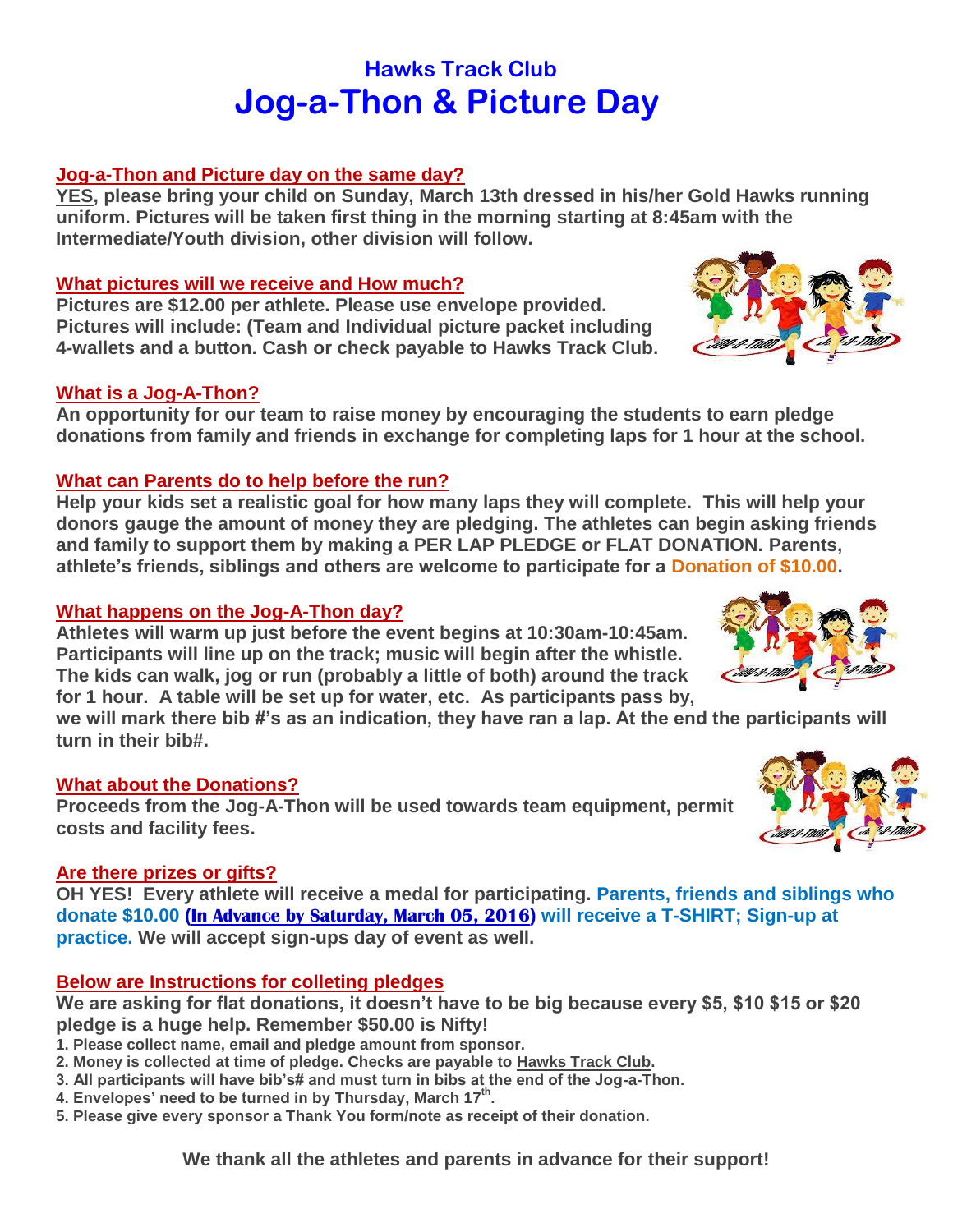## Hawks Track Club

# Jog-a-Thon & Picture Day

### Jog-a-Thon and Picture day on the same day?

**YES, please bring your child on Sunday, March 13th dressed in his/her Gold Hawks running uniform. Pictures will be taken first thing in the morning starting at 8:45am with the Intermediate/Youth division, other division will follow.**

### What pictures will we receive and How much?

**Pictures are $12.00 per athlete. Please use envelope provided. Pictures will include: (Team and Individual picture packet including 4-wallets and a button. Cash or check payable to Hawks Track Club.**

### What is a Jog-A-Thon?

**An opportunity for our team to raise money by encouraging the students to earn pledge donations from family and friends in exchange for completing laps for 1 hour at the school.**

### What can Parents do to help before the run?

**Help your kids set a realistic goal for how many laps they will complete. This will help your donors gauge the amount of money they are pledging. The athletes can begin asking friends and family to support them by making a PER LAP PLEDGE or FLAT DONATION. Parents, athlete's friends, siblings and others are welcome to participate for a Donation of $10.00.**

### What happens on the Jog-A-Thon day?

**Athletes will warm up just before the event begins at 10:30am-10:45am. Participants will line up on the track; music will begin after the whistle. The kids can walk, jog or run (probably a little of both) around the track for 1 hour. A table will be set up for water, etc. As participants pass by, we will mark there bib #'s as an indication, they have ran a lap. At the end the participants will turn in their bib#.**

### What about the Donations?

**Proceeds from the Jog-A-Thon will be used towards team equipment, permit costs and facility fees.**

### Are there prizes or gifts?

**OH YES! Every athlete will receive a medal for participating. Parents, friends and siblings who donate $10.00 (In Advance by Saturday, March 05, 2016) will receive a T-SHIRT; Sign-up at practice. We will accept sign-ups day of event as well.**

### Below are Instructions for colleting pledges

**We are asking for flat donations, it doesn't have to be big because every $5, $10 $15 or $20 pledge is a huge help. Remember $50.00 is Nifty!**

1. **Please collect name, email and pledge amount from sponsor.**
2. **Money is collected at time of pledge. Checks are payable to Hawks Track Club.**
3. **All participants will have bib's# and must turn in bibs at the end of the Jog-a-Thon.**
4. **Envelopes' need to be turned in by Thursday, March 17th.**
5. **Please give every sponsor a Thank You form/note as receipt of their donation.**

**We thank all the athletes and parents in advance for their support!**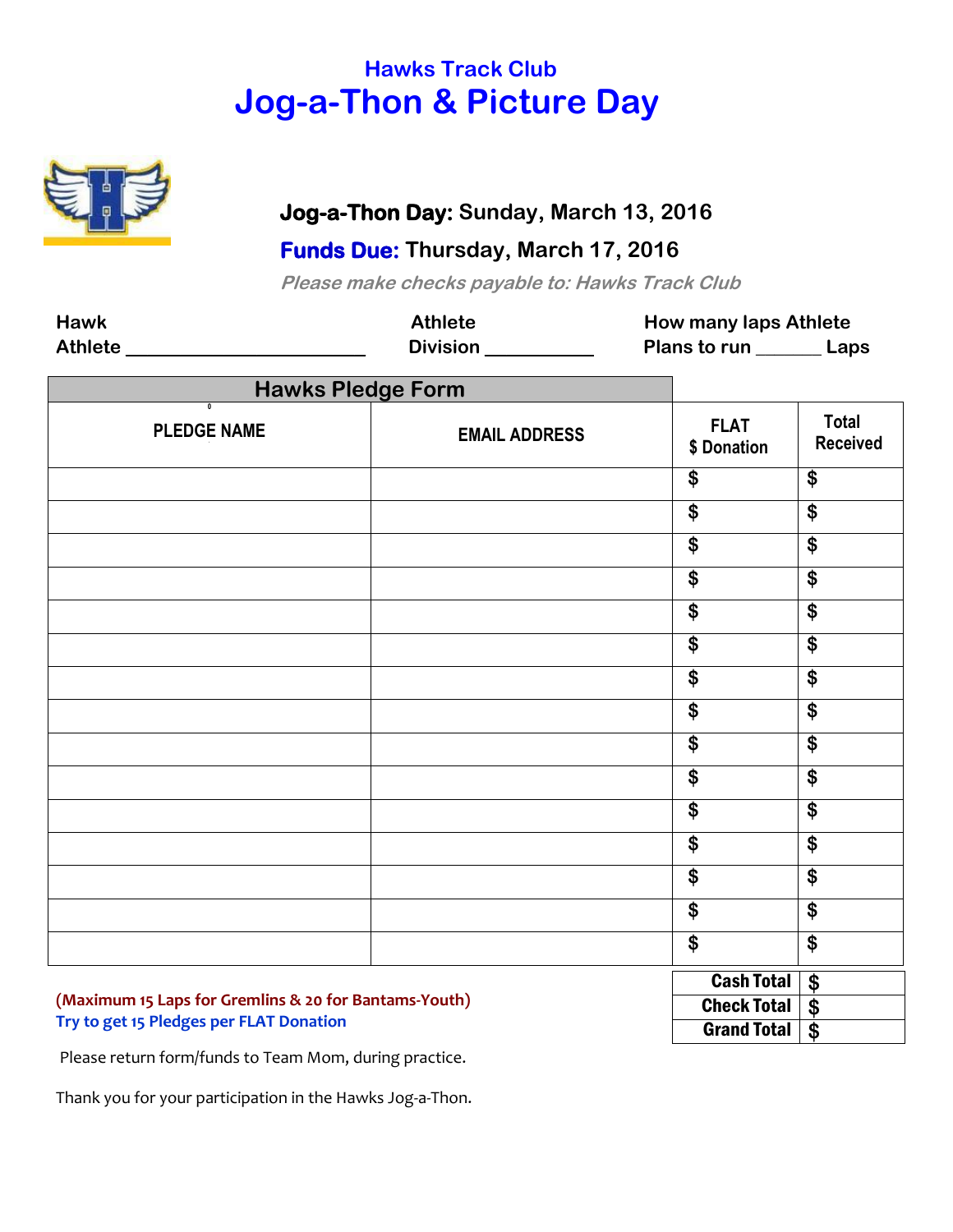### Hawks Track Club

# Jog-a-Thon & Picture Day

**Jog-a-Thon Day:** Sunday, March 13, 2016

**Funds Due:** Thursday, March 17, 2016

*Please make checks payable to: Hawks Track Club*

Hawk Athlete ______________________ Athlete Division __________ How many laps Athlete Plans to run ______ Laps

## Hawks Pledge Form

| PLEDGE NAME | EMAIL ADDRESS | FLAT $ Donation | Total Received |
|---|---|---|---|
| | | $ | $ |
| | | $ | $ |
| | | $ | $ |
| | | $ | $ |
| | | $ | $ |
| | | $ | $ |
| | | $ | $ |
| | | $ | $ |
| | | $ | $ |
| | | $ | $ |
| | | $ | $ |
| | | $ | $ |
| | | $ | $ |
| | | $ | $ |
| | | $ | $ |

| | |
|---|---|
| **Cash Total** | $ |
| **Check Total** | $ |
| **Grand Total** | $ |

(Maximum 15 Laps for Gremlins & 20 for Bantams-Youth)

Try to get 15 Pledges per FLAT Donation

Please return form/funds to Team Mom, during practice.

Thank you for your participation in the Hawks Jog-a-Thon.